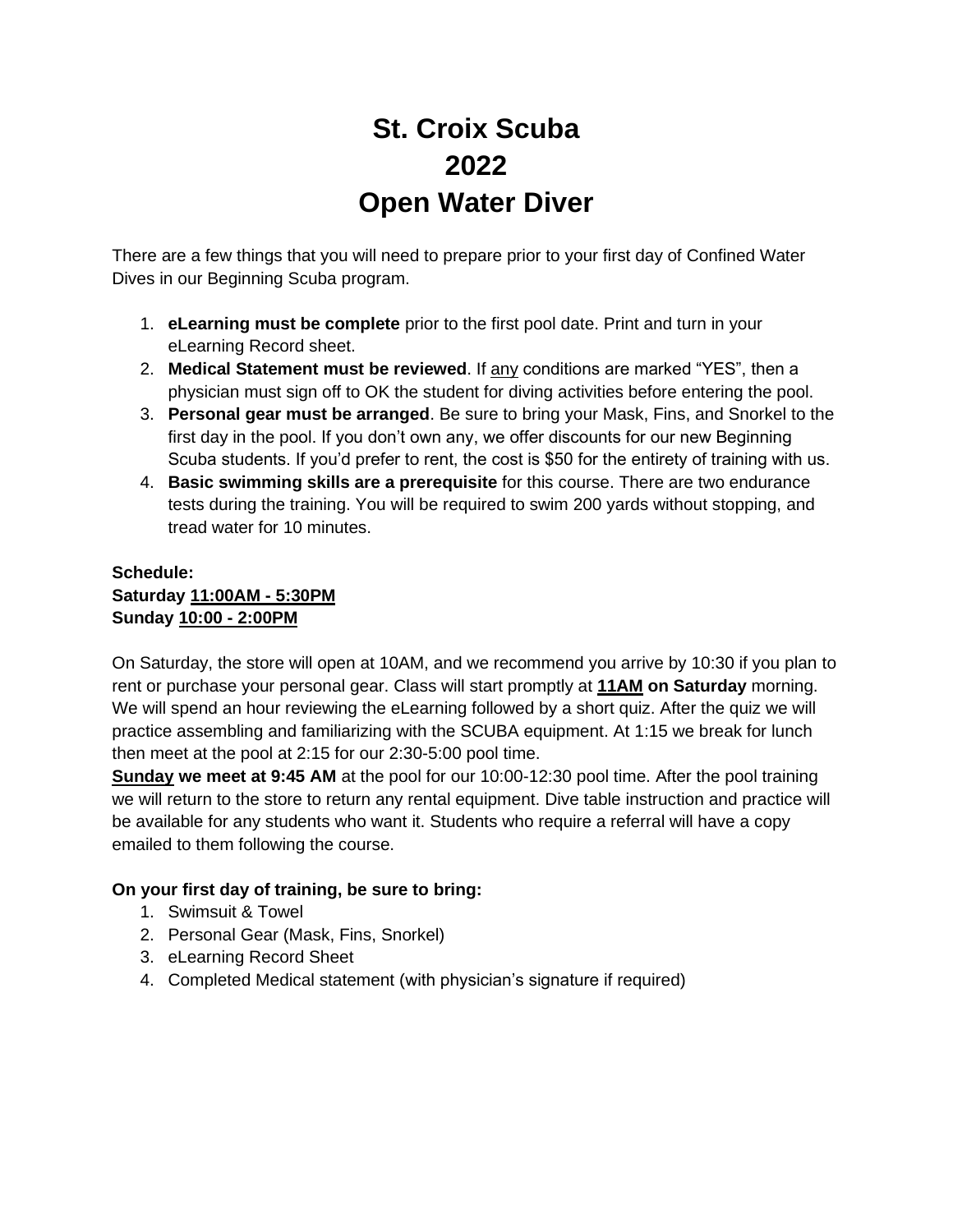# St. Croix Scuba
# 2022
# Open Water Diver

There are a few things that you will need to prepare prior to your first day of Confined Water Dives in our Beginning Scuba program.

1. **eLearning must be complete** prior to the first pool date. Print and turn in your eLearning Record sheet.
2. **Medical Statement must be reviewed**. If <u>any</u> conditions are marked "YES", then a physician must sign off to OK the student for diving activities before entering the pool.
3. **Personal gear must be arranged**. Be sure to bring your Mask, Fins, and Snorkel to the first day in the pool. If you don't own any, we offer discounts for our new Beginning Scuba students. If you'd prefer to rent, the cost is $50 for the entirety of training with us.
4. **Basic swimming skills are a prerequisite** for this course. There are two endurance tests during the training. You will be required to swim 200 yards without stopping, and tread water for 10 minutes.

**Schedule:**
**Saturday <u>11:00AM - 5:30PM</u>**
**Sunday <u>10:00 - 2:00PM</u>**

On Saturday, the store will open at 10AM, and we recommend you arrive by 10:30 if you plan to rent or purchase your personal gear. Class will start promptly at **<u>11AM</u> on Saturday** morning. We will spend an hour reviewing the eLearning followed by a short quiz. After the quiz we will practice assembling and familiarizing with the SCUBA equipment. At 1:15 we break for lunch then meet at the pool at 2:15 for our 2:30-5:00 pool time.
**<u>Sunday</u> we meet at 9:45 AM** at the pool for our 10:00-12:30 pool time. After the pool training we will return to the store to return any rental equipment. Dive table instruction and practice will be available for any students who want it. Students who require a referral will have a copy emailed to them following the course.

**On your first day of training, be sure to bring:**

1. Swimsuit & Towel
2. Personal Gear (Mask, Fins, Snorkel)
3. eLearning Record Sheet
4. Completed Medical statement (with physician's signature if required)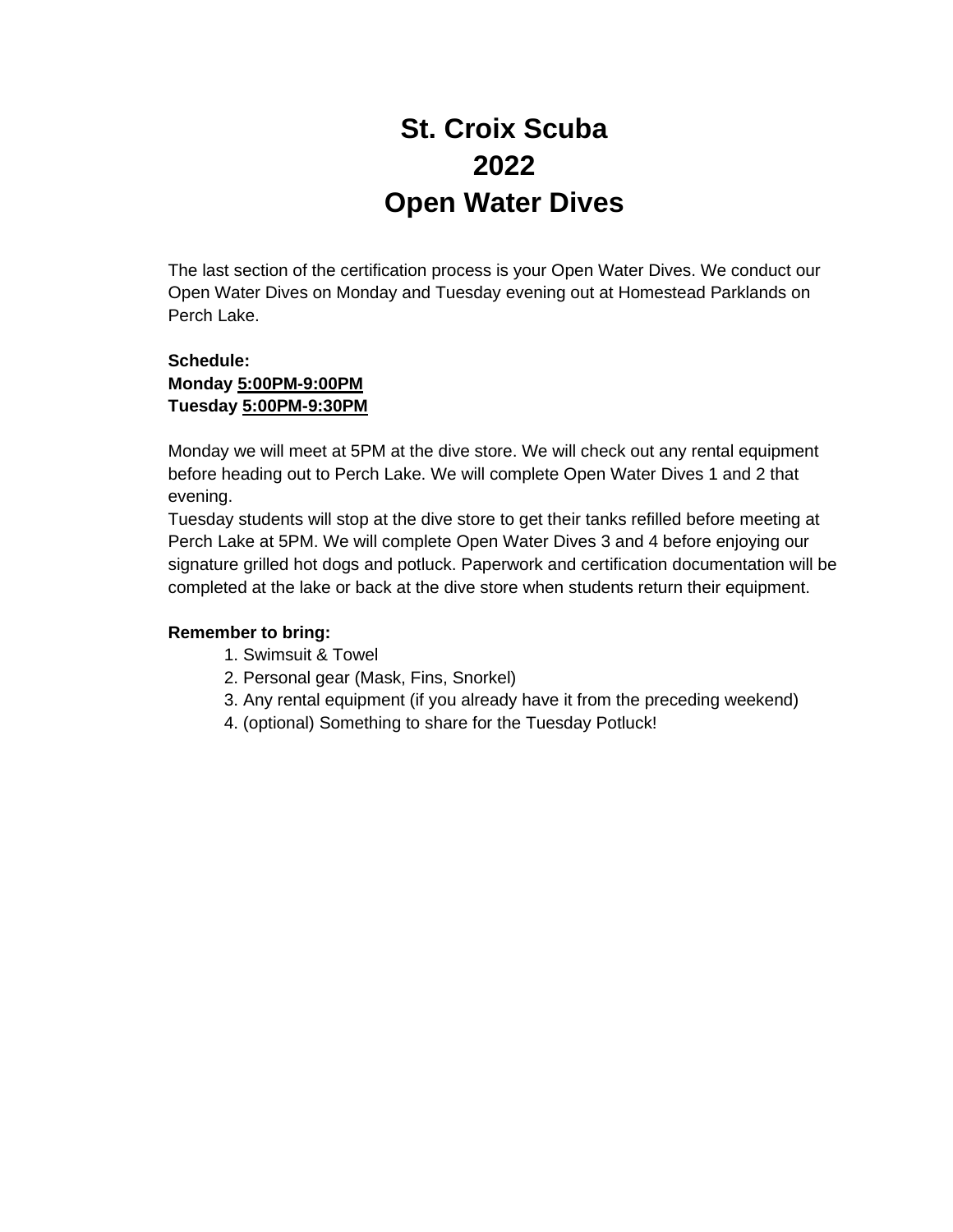# St. Croix Scuba
# 2022
# Open Water Dives

The last section of the certification process is your Open Water Dives. We conduct our Open Water Dives on Monday and Tuesday evening out at Homestead Parklands on Perch Lake.

**Schedule:**
**Monday 5:00PM-9:00PM**
**Tuesday 5:00PM-9:30PM**

Monday we will meet at 5PM at the dive store. We will check out any rental equipment before heading out to Perch Lake. We will complete Open Water Dives 1 and 2 that evening.

Tuesday students will stop at the dive store to get their tanks refilled before meeting at Perch Lake at 5PM. We will complete Open Water Dives 3 and 4 before enjoying our signature grilled hot dogs and potluck. Paperwork and certification documentation will be completed at the lake or back at the dive store when students return their equipment.

**Remember to bring:**

1. Swimsuit & Towel
2. Personal gear (Mask, Fins, Snorkel)
3. Any rental equipment (if you already have it from the preceding weekend)
4. (optional) Something to share for the Tuesday Potluck!